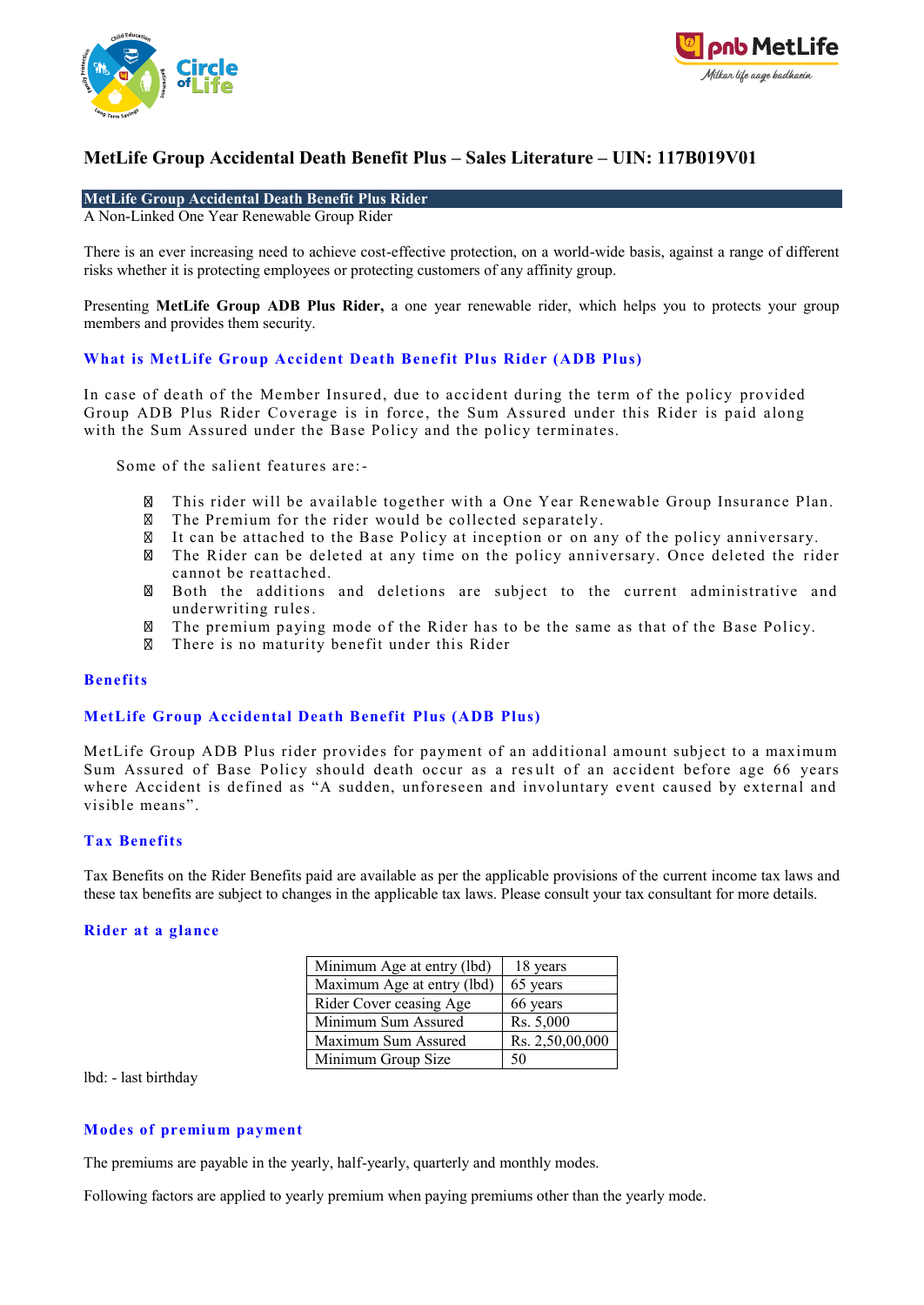# MetLife Group Accidental Death Benefit Plus – Sales Literature – UIN: 117B019V01

## MetLife Group Accidental Death Benefit Plus Rider

A Non-Linked One Year Renewable Group Rider

There is an ever increasing need to achieve cost-effective protection, on a world-wide basis, against a range of different risks whether it is protecting employees or protecting customers of any affinity group.

Presenting **MetLife Group ADB Plus Rider,** a one year renewable rider, which helps you to protects your group members and provides them security.

### What is MetLife Group Accident Death Benefit Plus Rider (ADB Plus)

In case of death of the Member Insured, due to accident during the term of the policy provided Group ADB Plus Rider Coverage is in force, the Sum Assured under this Rider is paid along with the Sum Assured under the Base Policy and the policy terminates.

Some of the salient features are:-

- This rider will be available together with a One Year Renewable Group Insurance Plan.
- The Premium for the rider would be collected separately.
- It can be attached to the Base Policy at inception or on any of the policy anniversary.
- The Rider can be deleted at any time on the policy anniversary. Once deleted the rider cannot be reattached.
- Both the additions and deletions are subject to the current administrative and underwriting rules.
- The premium paying mode of the Rider has to be the same as that of the Base Policy.
- There is no maturity benefit under this Rider

### Benefits

### MetLife Group Accidental Death Benefit Plus (ADB Plus)

MetLife Group ADB Plus rider provides for payment of an additional amount subject to a maximum Sum Assured of Base Policy should death occur as a result of an accident before age 66 years where Accident is defined as “A sudden, unforeseen and involuntary event caused by external and visible means”.

### Tax Benefits

Tax Benefits on the Rider Benefits paid are available as per the applicable provisions of the current income tax laws and these tax benefits are subject to changes in the applicable tax laws. Please consult your tax consultant for more details.

### Rider at a glance

| | |
|---|---|
| Minimum Age at entry (lbd) | 18 years |
| Maximum Age at entry (lbd) | 65 years |
| Rider Cover ceasing Age | 66 years |
| Minimum Sum Assured | Rs. 5,000 |
| Maximum Sum Assured | Rs. 2,50,00,000 |
| Minimum Group Size | 50 |

lbd: - last birthday

### Modes of premium payment

The premiums are payable in the yearly, half-yearly, quarterly and monthly modes.

Following factors are applied to yearly premium when paying premiums other than the yearly mode.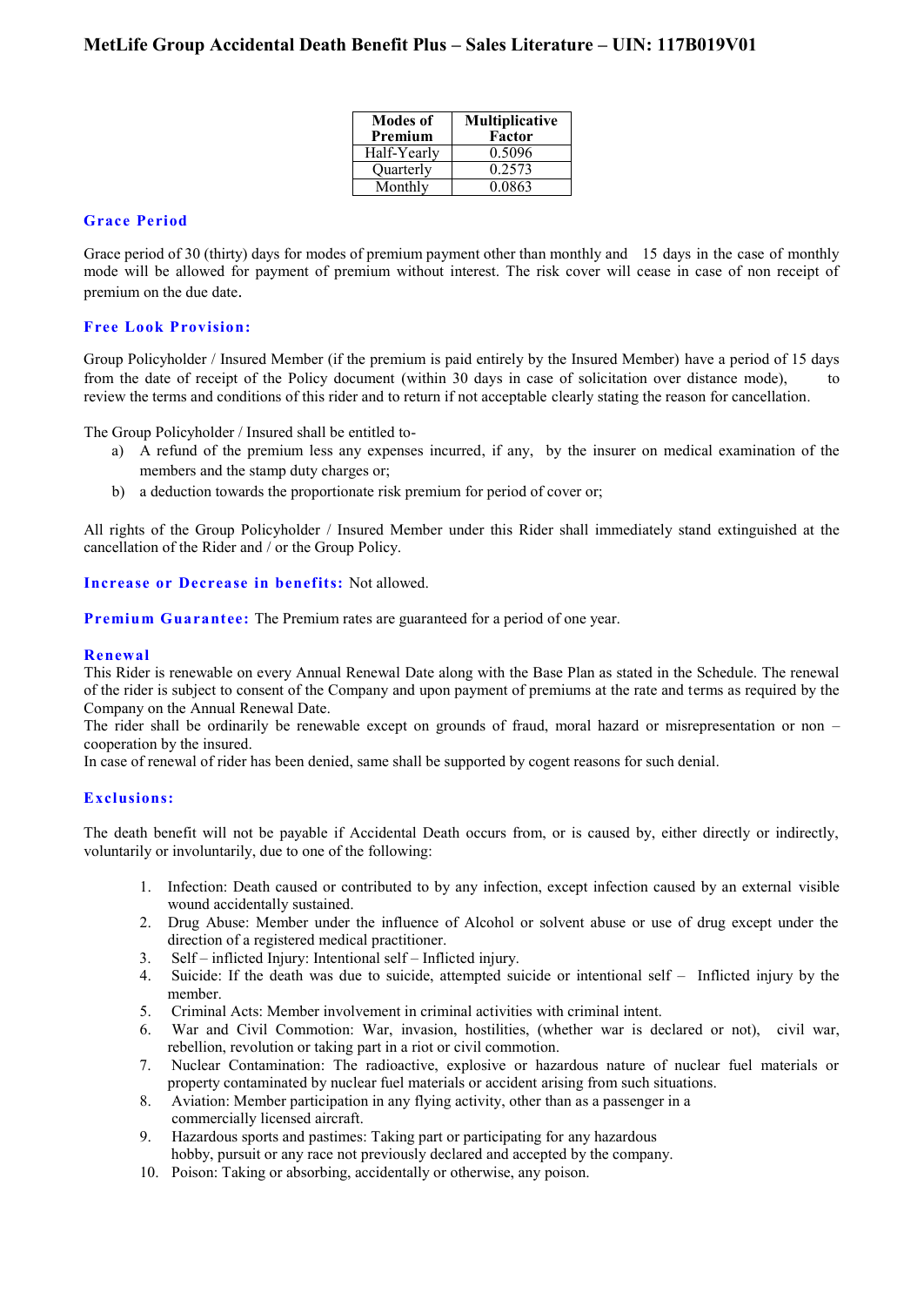| Modes of Premium | Multiplicative Factor |
|---|---|
| Half-Yearly | 0.5096 |
| Quarterly | 0.2573 |
| Monthly | 0.0863 |

### Grace Period

Grace period of 30 (thirty) days for modes of premium payment other than monthly and 15 days in the case of monthly mode will be allowed for payment of premium without interest. The risk cover will cease in case of non receipt of premium on the due date.

### Free Look Provision:

Group Policyholder / Insured Member (if the premium is paid entirely by the Insured Member) have a period of 15 days from the date of receipt of the Policy document (within 30 days in case of solicitation over distance mode), to review the terms and conditions of this rider and to return if not acceptable clearly stating the reason for cancellation.

The Group Policyholder / Insured shall be entitled to-

a) A refund of the premium less any expenses incurred, if any, by the insurer on medical examination of the members and the stamp duty charges or;

b) a deduction towards the proportionate risk premium for period of cover or;

All rights of the Group Policyholder / Insured Member under this Rider shall immediately stand extinguished at the cancellation of the Rider and / or the Group Policy.

**Increase or Decrease in benefits:** Not allowed.

**Premium Guarantee:** The Premium rates are guaranteed for a period of one year.

### Renewal

This Rider is renewable on every Annual Renewal Date along with the Base Plan as stated in the Schedule. The renewal of the rider is subject to consent of the Company and upon payment of premiums at the rate and terms as required by the Company on the Annual Renewal Date.

The rider shall be ordinarily be renewable except on grounds of fraud, moral hazard or misrepresentation or non – cooperation by the insured.

In case of renewal of rider has been denied, same shall be supported by cogent reasons for such denial.

### Exclusions:

The death benefit will not be payable if Accidental Death occurs from, or is caused by, either directly or indirectly, voluntarily or involuntarily, due to one of the following:

1. Infection: Death caused or contributed to by any infection, except infection caused by an external visible wound accidentally sustained.
2. Drug Abuse: Member under the influence of Alcohol or solvent abuse or use of drug except under the direction of a registered medical practitioner.
3. Self – inflicted Injury: Intentional self – Inflicted injury.
4. Suicide: If the death was due to suicide, attempted suicide or intentional self – Inflicted injury by the member.
5. Criminal Acts: Member involvement in criminal activities with criminal intent.
6. War and Civil Commotion: War, invasion, hostilities, (whether war is declared or not), civil war, rebellion, revolution or taking part in a riot or civil commotion.
7. Nuclear Contamination: The radioactive, explosive or hazardous nature of nuclear fuel materials or property contaminated by nuclear fuel materials or accident arising from such situations.
8. Aviation: Member participation in any flying activity, other than as a passenger in a commercially licensed aircraft.
9. Hazardous sports and pastimes: Taking part or participating for any hazardous hobby, pursuit or any race not previously declared and accepted by the company.
10. Poison: Taking or absorbing, accidentally or otherwise, any poison.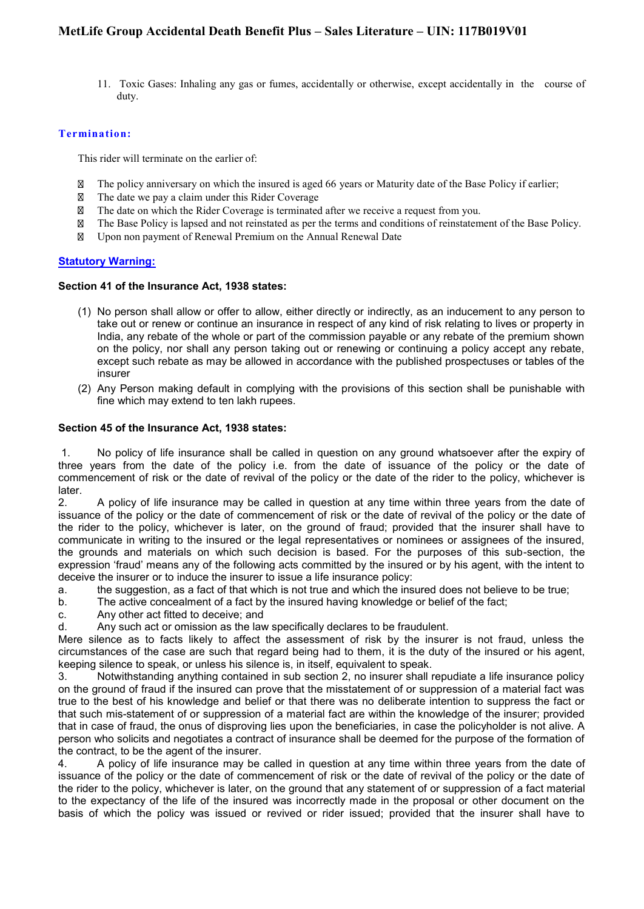11. Toxic Gases: Inhaling any gas or fumes, accidentally or otherwise, except accidentally in the course of duty.

### Termination:

This rider will terminate on the earlier of:

- The policy anniversary on which the insured is aged 66 years or Maturity date of the Base Policy if earlier;
- The date we pay a claim under this Rider Coverage
- The date on which the Rider Coverage is terminated after we receive a request from you.
- The Base Policy is lapsed and not reinstated as per the terms and conditions of reinstatement of the Base Policy.
- Upon non payment of Renewal Premium on the Annual Renewal Date

### Statutory Warning:

**Section 41 of the Insurance Act, 1938 states:**

(1) No person shall allow or offer to allow, either directly or indirectly, as an inducement to any person to take out or renew or continue an insurance in respect of any kind of risk relating to lives or property in India, any rebate of the whole or part of the commission payable or any rebate of the premium shown on the policy, nor shall any person taking out or renewing or continuing a policy accept any rebate, except such rebate as may be allowed in accordance with the published prospectuses or tables of the insurer

(2) Any Person making default in complying with the provisions of this section shall be punishable with fine which may extend to ten lakh rupees.

**Section 45 of the Insurance Act, 1938 states:**

1. No policy of life insurance shall be called in question on any ground whatsoever after the expiry of three years from the date of the policy i.e. from the date of issuance of the policy or the date of commencement of risk or the date of revival of the policy or the date of the rider to the policy, whichever is later.
2. A policy of life insurance may be called in question at any time within three years from the date of issuance of the policy or the date of commencement of risk or the date of revival of the policy or the date of the rider to the policy, whichever is later, on the ground of fraud; provided that the insurer shall have to communicate in writing to the insured or the legal representatives or nominees or assignees of the insured, the grounds and materials on which such decision is based. For the purposes of this sub-section, the expression 'fraud' means any of the following acts committed by the insured or by his agent, with the intent to deceive the insurer or to induce the insurer to issue a life insurance policy:

a. the suggestion, as a fact of that which is not true and which the insured does not believe to be true;
b. The active concealment of a fact by the insured having knowledge or belief of the fact;
c. Any other act fitted to deceive; and
d. Any such act or omission as the law specifically declares to be fraudulent.

Mere silence as to facts likely to affect the assessment of risk by the insurer is not fraud, unless the circumstances of the case are such that regard being had to them, it is the duty of the insured or his agent, keeping silence to speak, or unless his silence is, in itself, equivalent to speak.

3. Notwithstanding anything contained in sub section 2, no insurer shall repudiate a life insurance policy on the ground of fraud if the insured can prove that the misstatement of or suppression of a material fact was true to the best of his knowledge and belief or that there was no deliberate intention to suppress the fact or that such mis-statement of or suppression of a material fact are within the knowledge of the insurer; provided that in case of fraud, the onus of disproving lies upon the beneficiaries, in case the policyholder is not alive. A person who solicits and negotiates a contract of insurance shall be deemed for the purpose of the formation of the contract, to be the agent of the insurer.
4. A policy of life insurance may be called in question at any time within three years from the date of issuance of the policy or the date of commencement of risk or the date of revival of the policy or the date of the rider to the policy, whichever is later, on the ground that any statement of or suppression of a fact material to the expectancy of the life of the insured was incorrectly made in the proposal or other document on the basis of which the policy was issued or revived or rider issued; provided that the insurer shall have to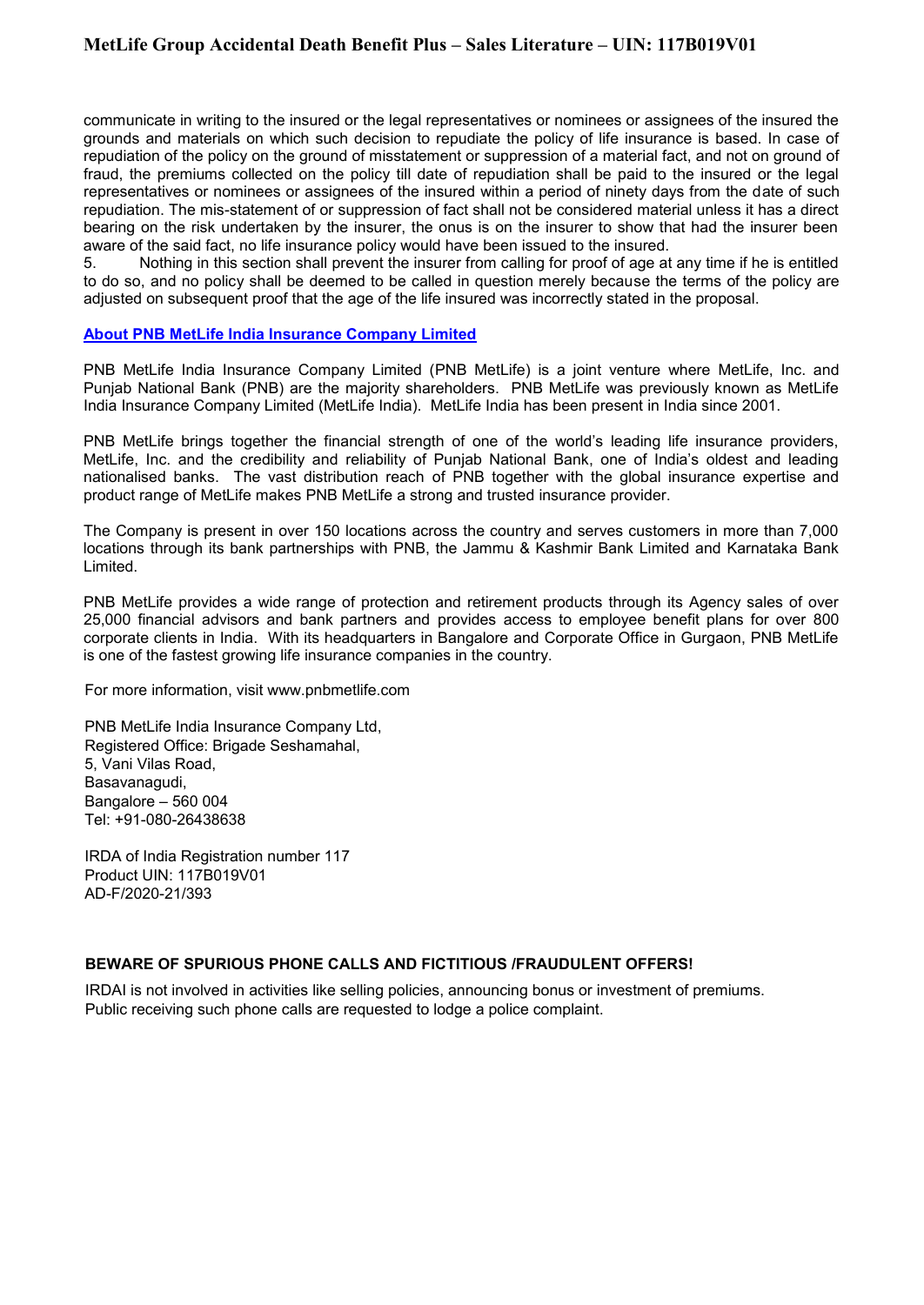communicate in writing to the insured or the legal representatives or nominees or assignees of the insured the grounds and materials on which such decision to repudiate the policy of life insurance is based. In case of repudiation of the policy on the ground of misstatement or suppression of a material fact, and not on ground of fraud, the premiums collected on the policy till date of repudiation shall be paid to the insured or the legal representatives or nominees or assignees of the insured within a period of ninety days from the date of such repudiation. The mis-statement of or suppression of fact shall not be considered material unless it has a direct bearing on the risk undertaken by the insurer, the onus is on the insurer to show that had the insurer been aware of the said fact, no life insurance policy would have been issued to the insured.

5. Nothing in this section shall prevent the insurer from calling for proof of age at any time if he is entitled to do so, and no policy shall be deemed to be called in question merely because the terms of the policy are adjusted on subsequent proof that the age of the life insured was incorrectly stated in the proposal.

## About PNB MetLife India Insurance Company Limited

PNB MetLife India Insurance Company Limited (PNB MetLife) is a joint venture where MetLife, Inc. and Punjab National Bank (PNB) are the majority shareholders. PNB MetLife was previously known as MetLife India Insurance Company Limited (MetLife India). MetLife India has been present in India since 2001.

PNB MetLife brings together the financial strength of one of the world's leading life insurance providers, MetLife, Inc. and the credibility and reliability of Punjab National Bank, one of India's oldest and leading nationalised banks. The vast distribution reach of PNB together with the global insurance expertise and product range of MetLife makes PNB MetLife a strong and trusted insurance provider.

The Company is present in over 150 locations across the country and serves customers in more than 7,000 locations through its bank partnerships with PNB, the Jammu & Kashmir Bank Limited and Karnataka Bank Limited.

PNB MetLife provides a wide range of protection and retirement products through its Agency sales of over 25,000 financial advisors and bank partners and provides access to employee benefit plans for over 800 corporate clients in India. With its headquarters in Bangalore and Corporate Office in Gurgaon, PNB MetLife is one of the fastest growing life insurance companies in the country.

For more information, visit www.pnbmetlife.com

PNB MetLife India Insurance Company Ltd,
Registered Office: Brigade Seshamahal,
5, Vani Vilas Road,
Basavanagudi,
Bangalore – 560 004
Tel: +91-080-26438638

IRDA of India Registration number 117
Product UIN: 117B019V01
AD-F/2020-21/393

**BEWARE OF SPURIOUS PHONE CALLS AND FICTITIOUS /FRAUDULENT OFFERS!**

IRDAI is not involved in activities like selling policies, announcing bonus or investment of premiums. Public receiving such phone calls are requested to lodge a police complaint.